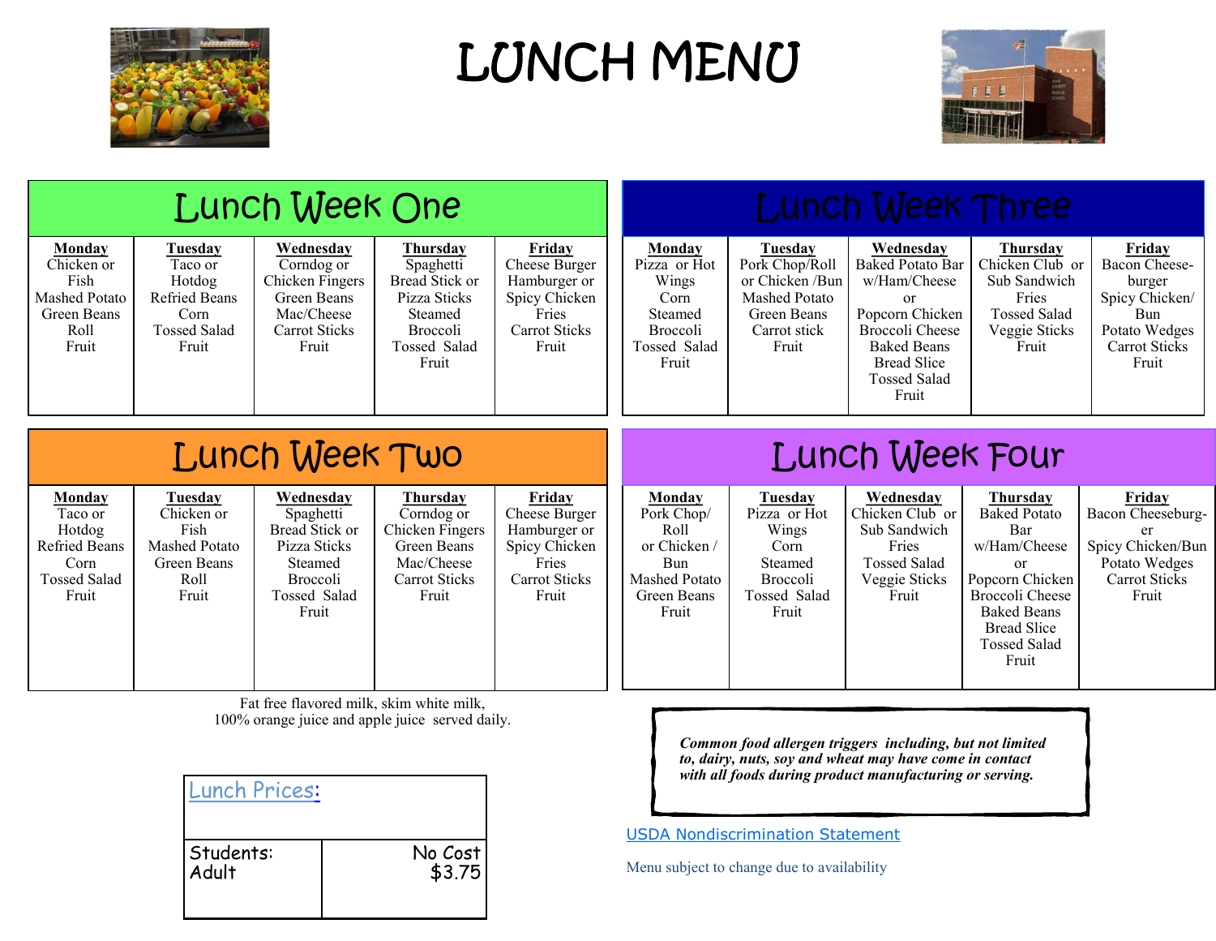# LUNCH MENU

## Lunch Week One

| Monday | Tuesday | Wednesday | Thursday | Friday |
|---|---|---|---|---|
| Chicken or Fish<br>Mashed Potato<br>Green Beans<br>Roll<br>Fruit | Taco or Hotdog<br>Refried Beans<br>Corn<br>Tossed Salad<br>Fruit | Corndog or Chicken Fingers<br>Green Beans<br>Mac/Cheese<br>Carrot Sticks<br>Fruit | Spaghetti<br>Bread Stick or Pizza Sticks<br>Steamed Broccoli<br>Tossed Salad<br>Fruit | Cheese Burger<br>Hamburger or Spicy Chicken<br>Fries<br>Carrot Sticks<br>Fruit |

## Lunch Week Three

| Monday | Tuesday | Wednesday | Thursday | Friday |
|---|---|---|---|---|
| Pizza or Hot Wings<br>Corn<br>Steamed Broccoli<br>Tossed Salad<br>Fruit | Pork Chop/Roll or Chicken /Bun<br>Mashed Potato<br>Green Beans<br>Carrot stick<br>Fruit | Baked Potato Bar w/Ham/Cheese<br>or<br>Popcorn Chicken<br>Broccoli Cheese<br>Baked Beans<br>Bread Slice<br>Tossed Salad<br>Fruit | Chicken Club or Sub Sandwich<br>Fries<br>Tossed Salad<br>Veggie Sticks<br>Fruit | Bacon Cheese-burger<br>Spicy Chicken/ Bun<br>Potato Wedges<br>Carrot Sticks<br>Fruit |

## Lunch Week Two

| Monday | Tuesday | Wednesday | Thursday | Friday |
|---|---|---|---|---|
| Taco or Hotdog<br>Refried Beans<br>Corn<br>Tossed Salad<br>Fruit | Chicken or Fish<br>Mashed Potato<br>Green Beans<br>Roll<br>Fruit | Spaghetti<br>Bread Stick or Pizza Sticks<br>Steamed Broccoli<br>Tossed Salad<br>Fruit | Corndog or Chicken Fingers<br>Green Beans<br>Mac/Cheese<br>Carrot Sticks<br>Fruit | Cheese Burger<br>Hamburger or Spicy Chicken<br>Fries<br>Carrot Sticks<br>Fruit |

## Lunch Week Four

| Monday | Tuesday | Wednesday | Thursday | Friday |
|---|---|---|---|---|
| Pork Chop/ Roll<br>or Chicken / Bun<br>Mashed Potato<br>Green Beans<br>Fruit | Pizza or Hot Wings<br>Corn<br>Steamed Broccoli<br>Tossed Salad<br>Fruit | Chicken Club or Sub Sandwich<br>Fries<br>Tossed Salad<br>Veggie Sticks<br>Fruit | Baked Potato Bar w/Ham/Cheese<br>or<br>Popcorn Chicken<br>Broccoli Cheese<br>Baked Beans<br>Bread Slice<br>Tossed Salad<br>Fruit | Bacon Cheeseburg-er<br>Spicy Chicken/Bun<br>Potato Wedges<br>Carrot Sticks<br>Fruit |

Fat free flavored milk, skim white milk,
100% orange juice and apple juice served daily.

| Lunch Prices: | |
|---|---|
| Students:<br>Adult | No Cost<br>$3.75 |

***Common food allergen triggers including, but not limited to, dairy, nuts, soy and wheat may have come in contact with all foods during product manufacturing or serving.***

USDA Nondiscrimination Statement

Menu subject to change due to availability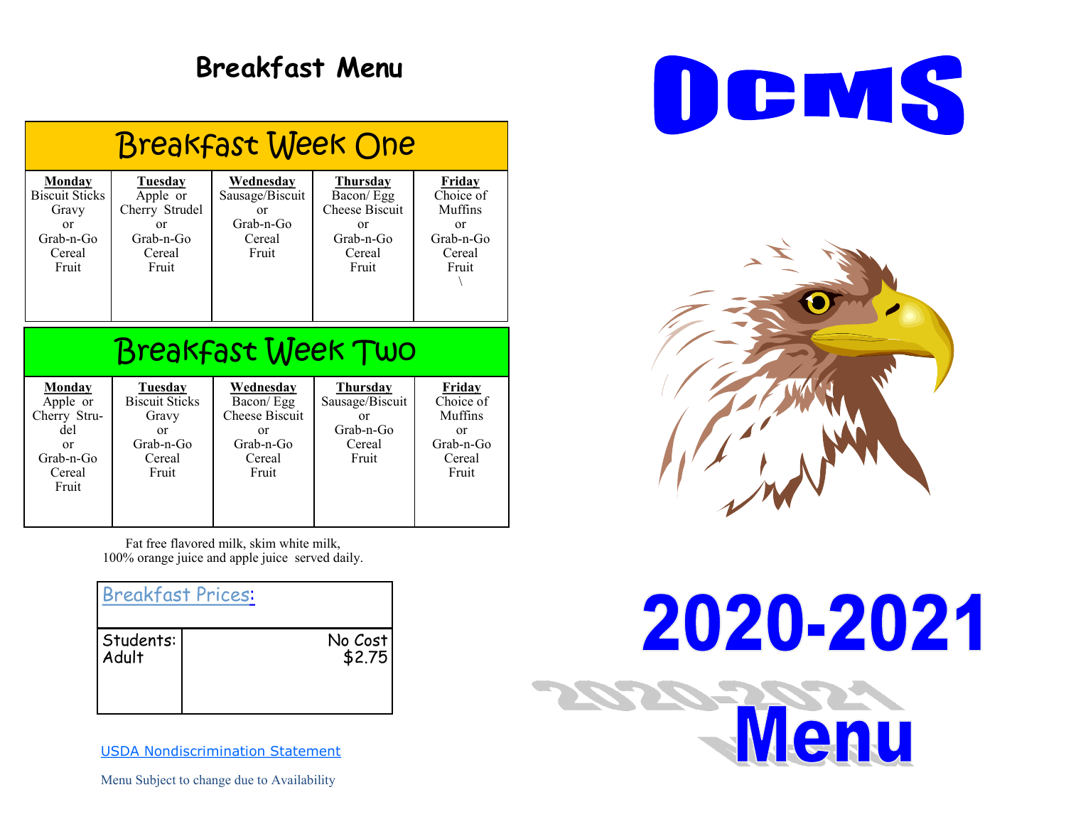# Breakfast Menu

## Breakfast Week One

| Monday | Tuesday | Wednesday | Thursday | Friday |
|---|---|---|---|---|
| Biscuit Sticks<br>Gravy<br>or<br>Grab-n-Go<br>Cereal<br>Fruit | Apple or<br>Cherry Strudel<br>or<br>Grab-n-Go<br>Cereal<br>Fruit | Sausage/Biscuit<br>or<br>Grab-n-Go<br>Cereal<br>Fruit | Bacon/ Egg<br>Cheese Biscuit<br>or<br>Grab-n-Go<br>Cereal<br>Fruit | Choice of<br>Muffins<br>or<br>Grab-n-Go<br>Cereal<br>Fruit<br>\ |

## Breakfast Week Two

| Monday | Tuesday | Wednesday | Thursday | Friday |
|---|---|---|---|---|
| Apple or<br>Cherry Stru-<br>del<br>or<br>Grab-n-Go<br>Cereal<br>Fruit | Biscuit Sticks<br>Gravy<br>or<br>Grab-n-Go<br>Cereal<br>Fruit | Bacon/ Egg<br>Cheese Biscuit<br>or<br>Grab-n-Go<br>Cereal<br>Fruit | Sausage/Biscuit<br>or<br>Grab-n-Go<br>Cereal<br>Fruit | Choice of<br>Muffins<br>or<br>Grab-n-Go<br>Cereal<br>Fruit |

Fat free flavored milk, skim white milk,
100% orange juice and apple juice served daily.

| Breakfast Prices: | |
|---|---|
| Students:<br>Adult | No Cost<br>$2.75 |

USDA Nondiscrimination Statement

Menu Subject to change due to Availability

# OCMS

# 2020-2021

# Menu